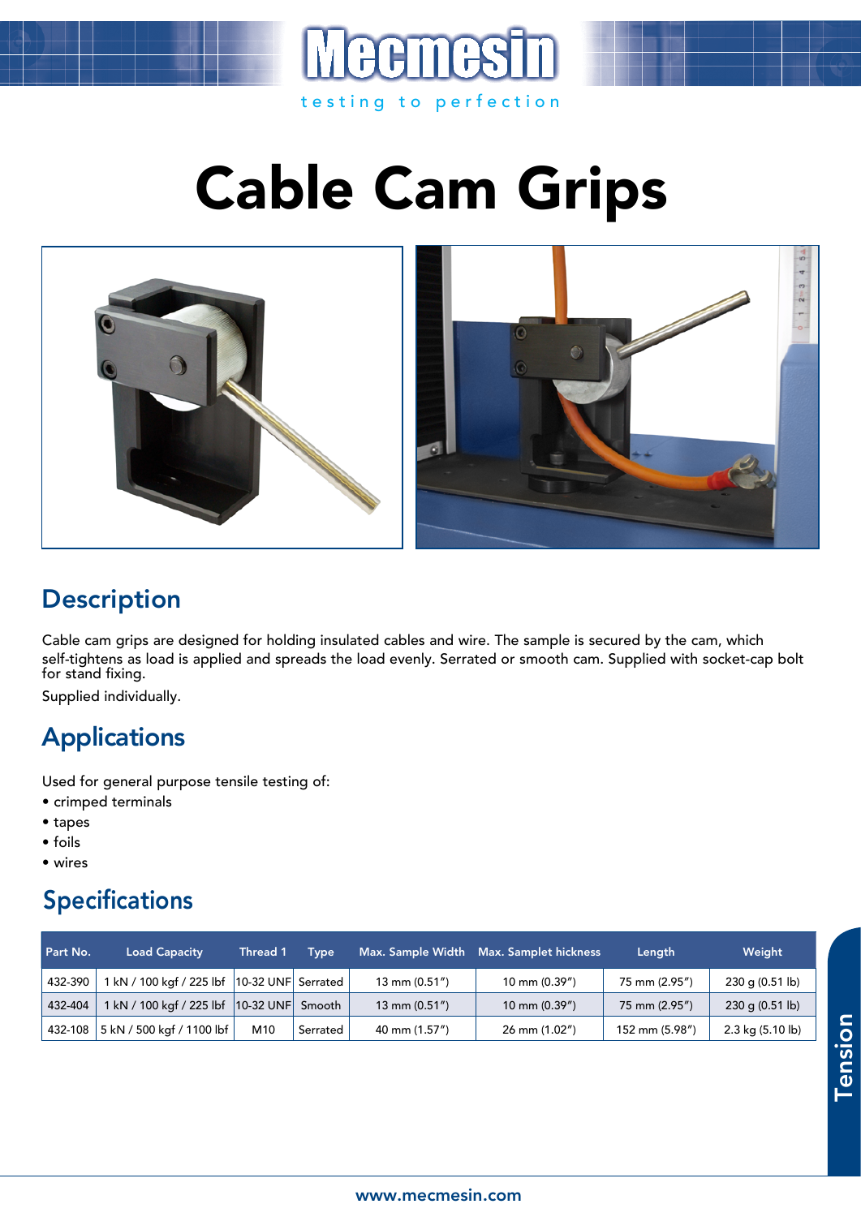Mecmesin

testing to perfection

# Cable Cam Grips

## Description

Cable cam grips are designed for holding insulated cables and wire. The sample is secured by the cam, which self-tightens as load is applied and spreads the load evenly. Serrated or smooth cam. Supplied with socket-cap bolt for stand fixing.

Supplied individually.

## Applications

Used for general purpose tensile testing of:

- crimped terminals
- tapes
- foils
- wires

## Specifications

| Part No. | Load Capacity | Thread 1 | Type | Max. Sample Width | Max. Samplet hickness | Length | Weight |
|---|---|---|---|---|---|---|---|
| 432-390 | 1 kN / 100 kgf / 225 lbf | 10-32 UNF | Serrated | 13 mm (0.51") | 10 mm (0.39") | 75 mm (2.95") | 230 g (0.51 lb) |
| 432-404 | 1 kN / 100 kgf / 225 lbf | 10-32 UNF | Smooth | 13 mm (0.51") | 10 mm (0.39") | 75 mm (2.95") | 230 g (0.51 lb) |
| 432-108 | 5 kN / 500 kgf / 1100 lbf | M10 | Serrated | 40 mm (1.57") | 26 mm (1.02") | 152 mm (5.98") | 2.3 kg (5.10 lb) |

Tension

www.mecmesin.com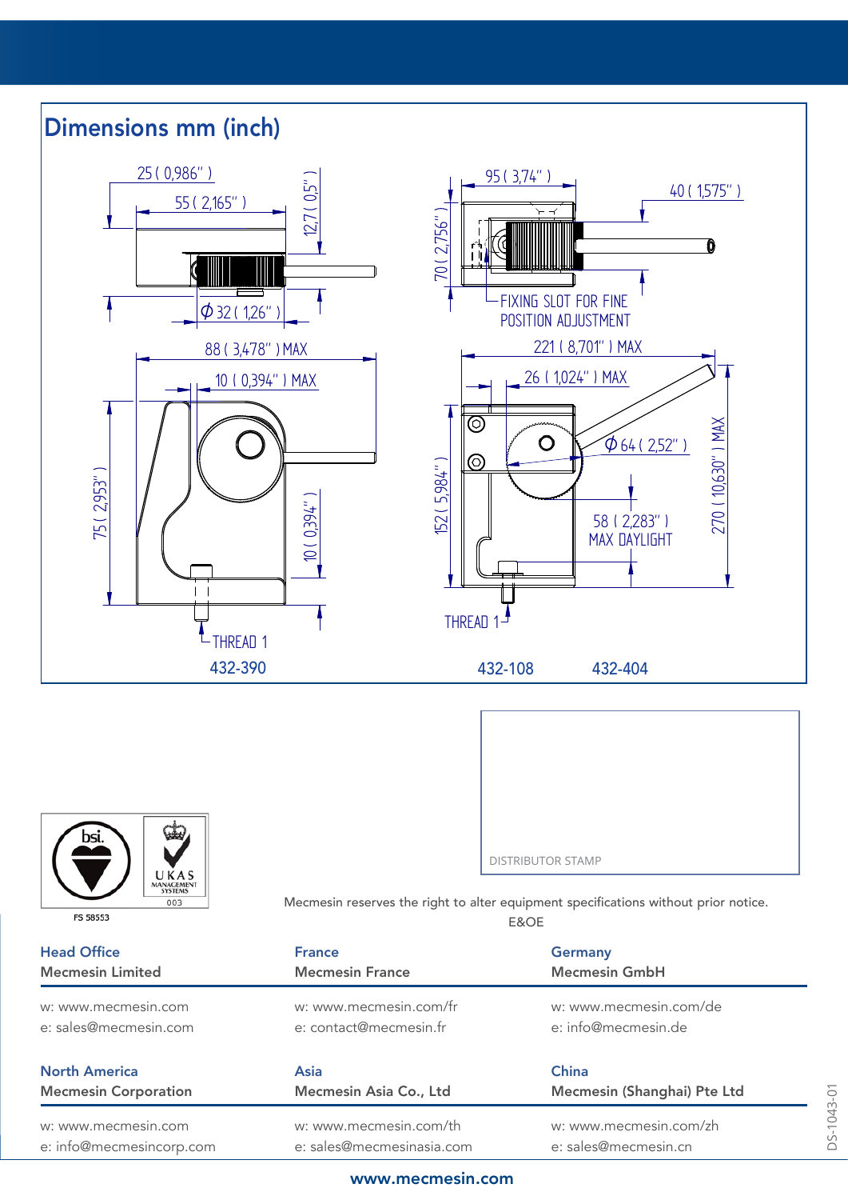## Dimensions mm (inch)

25 ( 0,986" )
55 ( 2,165" )
12,7 ( 0,5" )
Φ 32 ( 1,26" )
95 ( 3,74" )
40 ( 1,575" )
70 ( 2,756" )
FIXING SLOT FOR FINE POSITION ADJUSTMENT
88 ( 3,478" ) MAX
10 ( 0,394" ) MAX
75 ( 2,953" )
10 ( 0,394" )
THREAD 1
432-390
221 ( 8,701" ) MAX
26 ( 1,024" ) MAX
152 ( 5,984" )
Φ 64 ( 2,52" )
58 ( 2,283" ) MAX DAYLIGHT
270 ( 10,630" ) MAX
THREAD 1
432-108
432-404

FS 58553

UKAS MANAGEMENT SYSTEMS 003

DISTRIBUTOR STAMP

Mecmesin reserves the right to alter equipment specifications without prior notice.
E&OE

**Head Office**
**Mecmesin Limited**
w: www.mecmesin.com
e: sales@mecmesin.com

**France**
**Mecmesin France**
w: www.mecmesin.com/fr
e: contact@mecmesin.fr

**Germany**
**Mecmesin GmbH**
w: www.mecmesin.com/de
e: info@mecmesin.de

**North America**
**Mecmesin Corporation**
w: www.mecmesin.com
e: info@mecmesincorp.com

**Asia**
**Mecmesin Asia Co., Ltd**
w: www.mecmesin.com/th
e: sales@mecmesinasia.com

**China**
**Mecmesin (Shanghai) Pte Ltd**
w: www.mecmesin.com/zh
e: sales@mecmesin.cn

DS-1043-01

**www.mecmesin.com**